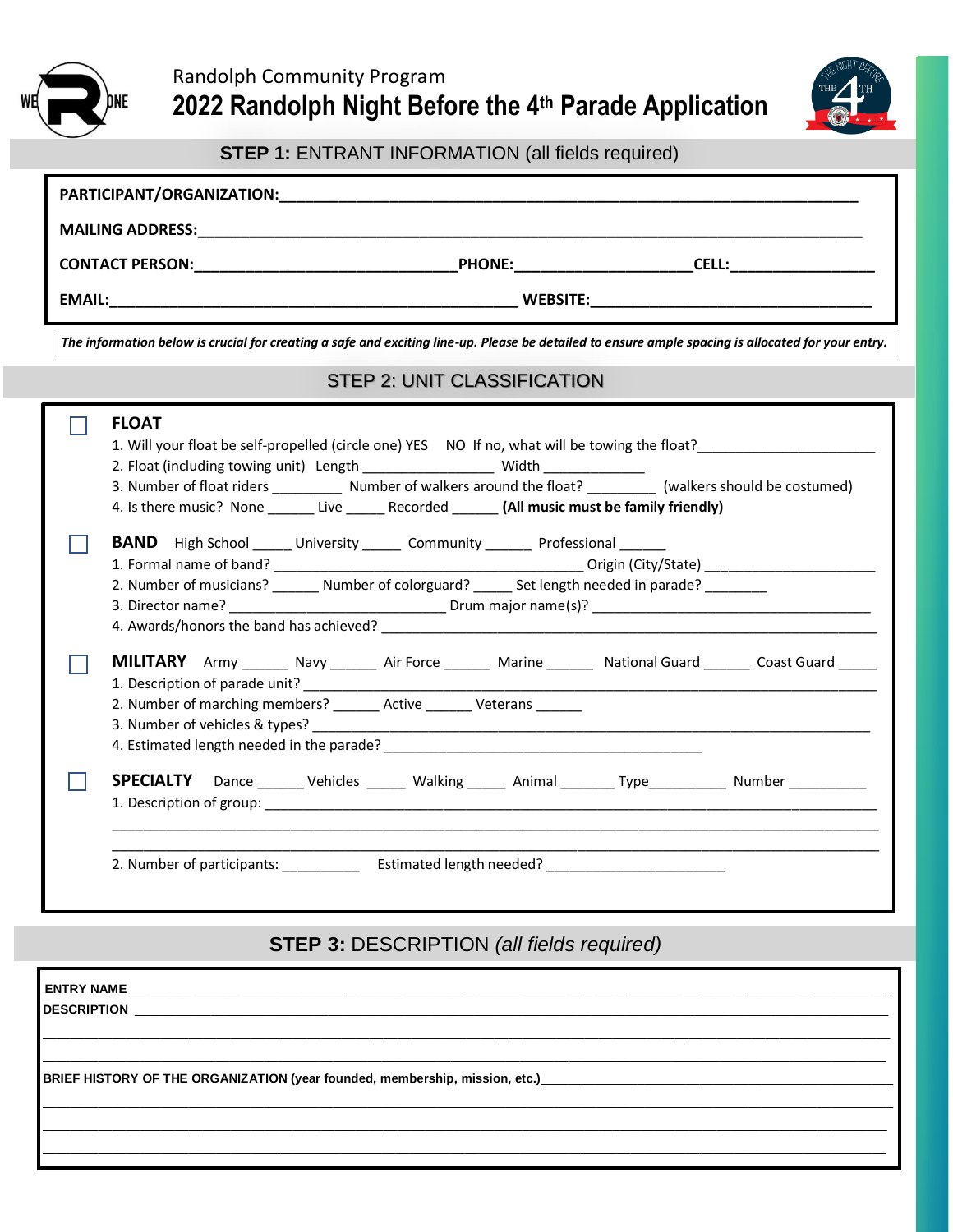Randolph Community Program

# 2022 Randolph Night Before the 4th Parade Application

## STEP 1: ENTRANT INFORMATION (all fields required)

**PARTICIPANT/ORGANIZATION:**______________________________________________________________

**MAILING ADDRESS:**______________________________________________________________

**CONTACT PERSON:**_____________________________ **PHONE:**___________________ **CELL:**________________

**EMAIL:**______________________________________________ **WEBSITE:**______________________________

*The information below is crucial for creating a safe and exciting line-up. Please be detailed to ensure ample spacing is allocated for your entry.*

## STEP 2: UNIT CLASSIFICATION

☐ **FLOAT**

1. Will your float be self-propelled (circle one) YES NO If no, what will be towing the float?______________________
2. Float (including towing unit) Length ________________ Width _____________
3. Number of float riders _________ Number of walkers around the float? _________ (walkers should be costumed)
4. Is there music? None ______ Live _____ Recorded ______ **(All music must be family friendly)**

☐ **BAND** High School _____ University _____ Community ______ Professional ______

1. Formal name of band? ________________________________________ Origin (City/State) ______________________
2. Number of musicians? ______ Number of colorguard? _____ Set length needed in parade? ________
3. Director name? ____________________________ Drum major name(s)? ____________________________________
4. Awards/honors the band has achieved? ______________________________________________________________

☐ **MILITARY** Army ______ Navy ______ Air Force ______ Marine ______ National Guard ______ Coast Guard _____

1. Description of parade unit? ________________________________________________________________________
2. Number of marching members? ______ Active ______ Veterans ______
3. Number of vehicles & types? _______________________________________________________________________
4. Estimated length needed in the parade? __________________________________________

☐ **SPECIALTY** Dance ______ Vehicles _____ Walking _____ Animal _______ Type__________ Number __________

1. Description of group: _____________________________________________________________________________

_____________________________________________________________________________________________

_____________________________________________________________________________________________

2. Number of participants: __________ Estimated length needed? _______________________

## STEP 3: DESCRIPTION *(all fields required)*

**ENTRY NAME** ________________________________________________________________________________

**DESCRIPTION** ________________________________________________________________________________

_____________________________________________________________________________________________

_____________________________________________________________________________________________

**BRIEF HISTORY OF THE ORGANIZATION (year founded, membership, mission, etc.)**______________________________

_____________________________________________________________________________________________

_____________________________________________________________________________________________

_____________________________________________________________________________________________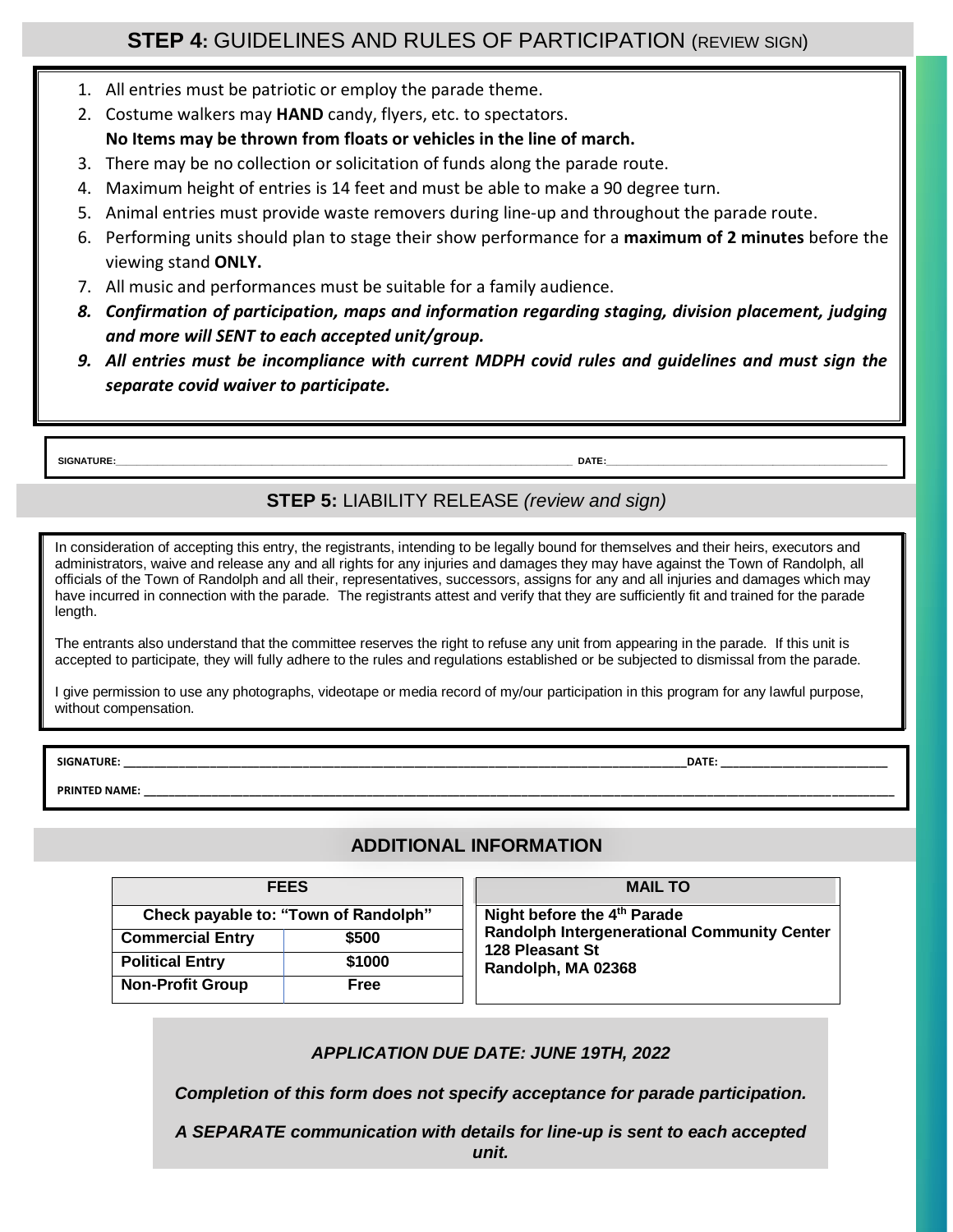## **STEP 4:** GUIDELINES AND RULES OF PARTICIPATION (REVIEW SIGN)

1. All entries must be patriotic or employ the parade theme.
2. Costume walkers may **HAND** candy, flyers, etc. to spectators.
   **No Items may be thrown from floats or vehicles in the line of march.**
3. There may be no collection or solicitation of funds along the parade route.
4. Maximum height of entries is 14 feet and must be able to make a 90 degree turn.
5. Animal entries must provide waste removers during line-up and throughout the parade route.
6. Performing units should plan to stage their show performance for a **maximum of 2 minutes** before the viewing stand **ONLY.**
7. All music and performances must be suitable for a family audience.
8. ***Confirmation of participation, maps and information regarding staging, division placement, judging and more will SENT to each accepted unit/group.***
9. ***All entries must be incompliance with current MDPH covid rules and guidelines and must sign the separate covid waiver to participate.***

SIGNATURE:\_\_\_\_\_\_\_\_\_\_\_\_\_\_\_\_\_\_\_\_\_\_\_\_\_\_\_\_\_\_\_\_ DATE:\_\_\_\_\_\_\_\_\_\_\_\_\_\_\_\_\_\_\_\_

## **STEP 5:** LIABILITY RELEASE *(review and sign)*

In consideration of accepting this entry, the registrants, intending to be legally bound for themselves and their heirs, executors and administrators, waive and release any and all rights for any injuries and damages they may have against the Town of Randolph, all officials of the Town of Randolph and all their, representatives, successors, assigns for any and all injuries and damages which may have incurred in connection with the parade. The registrants attest and verify that they are sufficiently fit and trained for the parade length.

The entrants also understand that the committee reserves the right to refuse any unit from appearing in the parade. If this unit is accepted to participate, they will fully adhere to the rules and regulations established or be subjected to dismissal from the parade.

I give permission to use any photographs, videotape or media record of my/our participation in this program for any lawful purpose, without compensation.

SIGNATURE: \_\_\_\_\_\_\_\_\_\_\_\_\_\_\_\_\_\_\_\_\_\_\_\_\_\_\_\_\_\_\_\_ DATE: \_\_\_\_\_\_\_\_\_\_\_\_\_\_\_\_\_\_\_\_

PRINTED NAME: \_\_\_\_\_\_\_\_\_\_\_\_\_\_\_\_\_\_\_\_\_\_\_\_\_\_\_\_\_\_\_\_\_\_\_\_\_\_\_\_

## ADDITIONAL INFORMATION

| FEES | |
|---|---|
| Check payable to: "Town of Randolph" | |
| **Commercial Entry** | **$500** |
| **Political Entry** | **$1000** |
| **Non-Profit Group** | **Free** |

**MAIL TO**

**Night before the 4th Parade**
**Randolph Intergenerational Community Center**
**128 Pleasant St**
**Randolph, MA 02368**

***APPLICATION DUE DATE: JUNE 19TH, 2022***

***Completion of this form does not specify acceptance for parade participation.***

***A SEPARATE communication with details for line-up is sent to each accepted unit.***